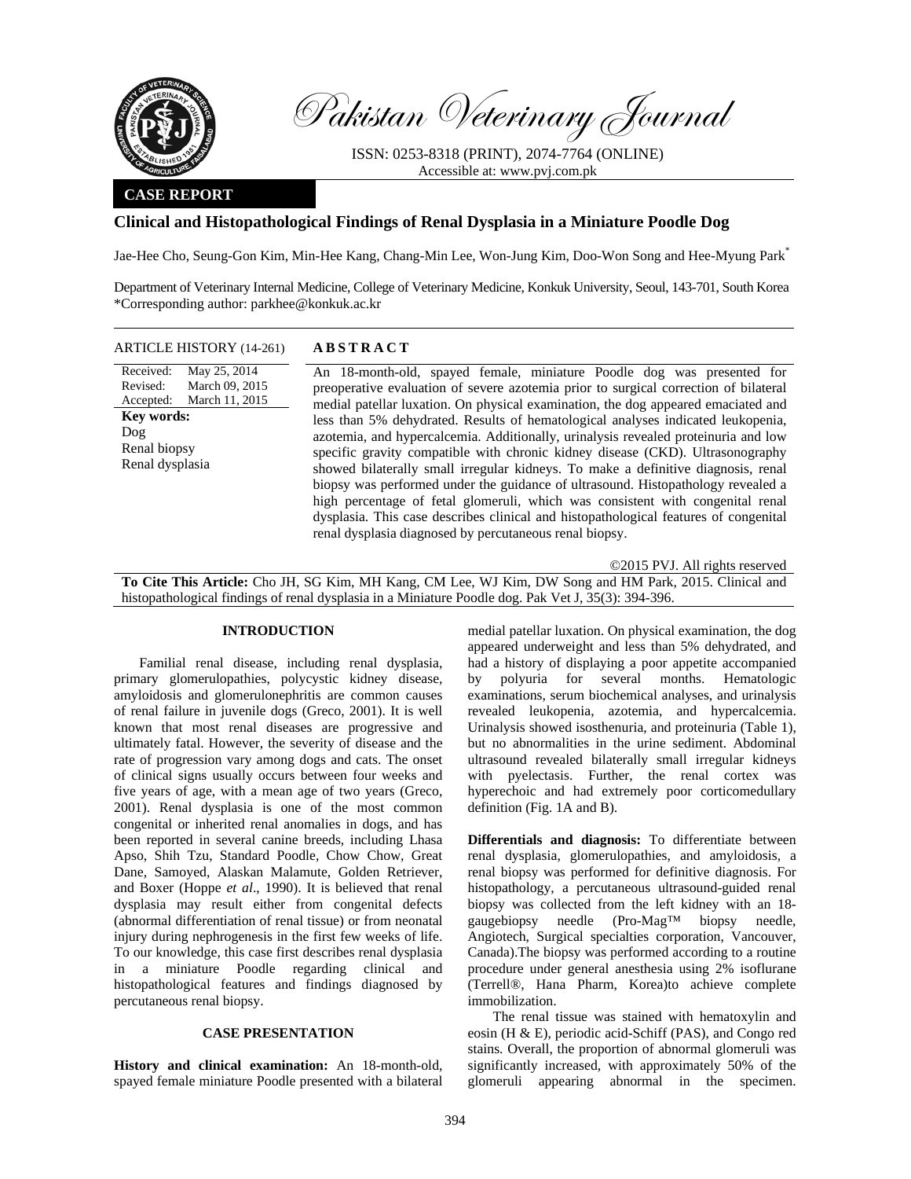# Pakistan Veterinary Journal

ISSN: 0253-8318 (PRINT), 2074-7764 (ONLINE)
Accessible at: www.pvj.com.pk

**CASE REPORT**

## Clinical and Histopathological Findings of Renal Dysplasia in a Miniature Poodle Dog

Jae-Hee Cho, Seung-Gon Kim, Min-Hee Kang, Chang-Min Lee, Won-Jung Kim, Doo-Won Song and Hee-Myung Park*

Department of Veterinary Internal Medicine, College of Veterinary Medicine, Konkuk University, Seoul, 143-701, South Korea
*Corresponding author: parkhee@konkuk.ac.kr

**ARTICLE HISTORY** (14-261)

Received: May 25, 2014
Revised: March 09, 2015
Accepted: March 11, 2015

**Key words:**
Dog
Renal biopsy
Renal dysplasia

**ABSTRACT**

An 18-month-old, spayed female, miniature Poodle dog was presented for preoperative evaluation of severe azotemia prior to surgical correction of bilateral medial patellar luxation. On physical examination, the dog appeared emaciated and less than 5% dehydrated. Results of hematological analyses indicated leukopenia, azotemia, and hypercalcemia. Additionally, urinalysis revealed proteinuria and low specific gravity compatible with chronic kidney disease (CKD). Ultrasonography showed bilaterally small irregular kidneys. To make a definitive diagnosis, renal biopsy was performed under the guidance of ultrasound. Histopathology revealed a high percentage of fetal glomeruli, which was consistent with congenital renal dysplasia. This case describes clinical and histopathological features of congenital renal dysplasia diagnosed by percutaneous renal biopsy.

©2015 PVJ. All rights reserved

**To Cite This Article:** Cho JH, SG Kim, MH Kang, CM Lee, WJ Kim, DW Song and HM Park, 2015. Clinical and histopathological findings of renal dysplasia in a Miniature Poodle dog. Pak Vet J, 35(3): 394-396.

### INTRODUCTION

Familial renal disease, including renal dysplasia, primary glomerulopathies, polycystic kidney disease, amyloidosis and glomerulonephritis are common causes of renal failure in juvenile dogs (Greco, 2001). It is well known that most renal diseases are progressive and ultimately fatal. However, the severity of disease and the rate of progression vary among dogs and cats. The onset of clinical signs usually occurs between four weeks and five years of age, with a mean age of two years (Greco, 2001). Renal dysplasia is one of the most common congenital or inherited renal anomalies in dogs, and has been reported in several canine breeds, including Lhasa Apso, Shih Tzu, Standard Poodle, Chow Chow, Great Dane, Samoyed, Alaskan Malamute, Golden Retriever, and Boxer (Hoppe *et al*., 1990). It is believed that renal dysplasia may result either from congenital defects (abnormal differentiation of renal tissue) or from neonatal injury during nephrogenesis in the first few weeks of life. To our knowledge, this case first describes renal dysplasia in a miniature Poodle regarding clinical and histopathological features and findings diagnosed by percutaneous renal biopsy.

### CASE PRESENTATION

**History and clinical examination:** An 18-month-old, spayed female miniature Poodle presented with a bilateral medial patellar luxation. On physical examination, the dog appeared underweight and less than 5% dehydrated, and had a history of displaying a poor appetite accompanied by polyuria for several months. Hematologic examinations, serum biochemical analyses, and urinalysis revealed leukopenia, azotemia, and hypercalcemia. Urinalysis showed isosthenuria, and proteinuria (Table 1), but no abnormalities in the urine sediment. Abdominal ultrasound revealed bilaterally small irregular kidneys with pyelectasis. Further, the renal cortex was hyperechoic and had extremely poor corticomedullary definition (Fig. 1A and B).

**Differentials and diagnosis:** To differentiate between renal dysplasia, glomerulopathies, and amyloidosis, a renal biopsy was performed for definitive diagnosis. For histopathology, a percutaneous ultrasound-guided renal biopsy was collected from the left kidney with an 18-gaugebiopsy needle (Pro-Mag™ biopsy needle, Angiotech, Surgical specialties corporation, Vancouver, Canada).The biopsy was performed according to a routine procedure under general anesthesia using 2% isoflurane (Terrell®, Hana Pharm, Korea)to achieve complete immobilization.

The renal tissue was stained with hematoxylin and eosin (H & E), periodic acid-Schiff (PAS), and Congo red stains. Overall, the proportion of abnormal glomeruli was significantly increased, with approximately 50% of the glomeruli appearing abnormal in the specimen.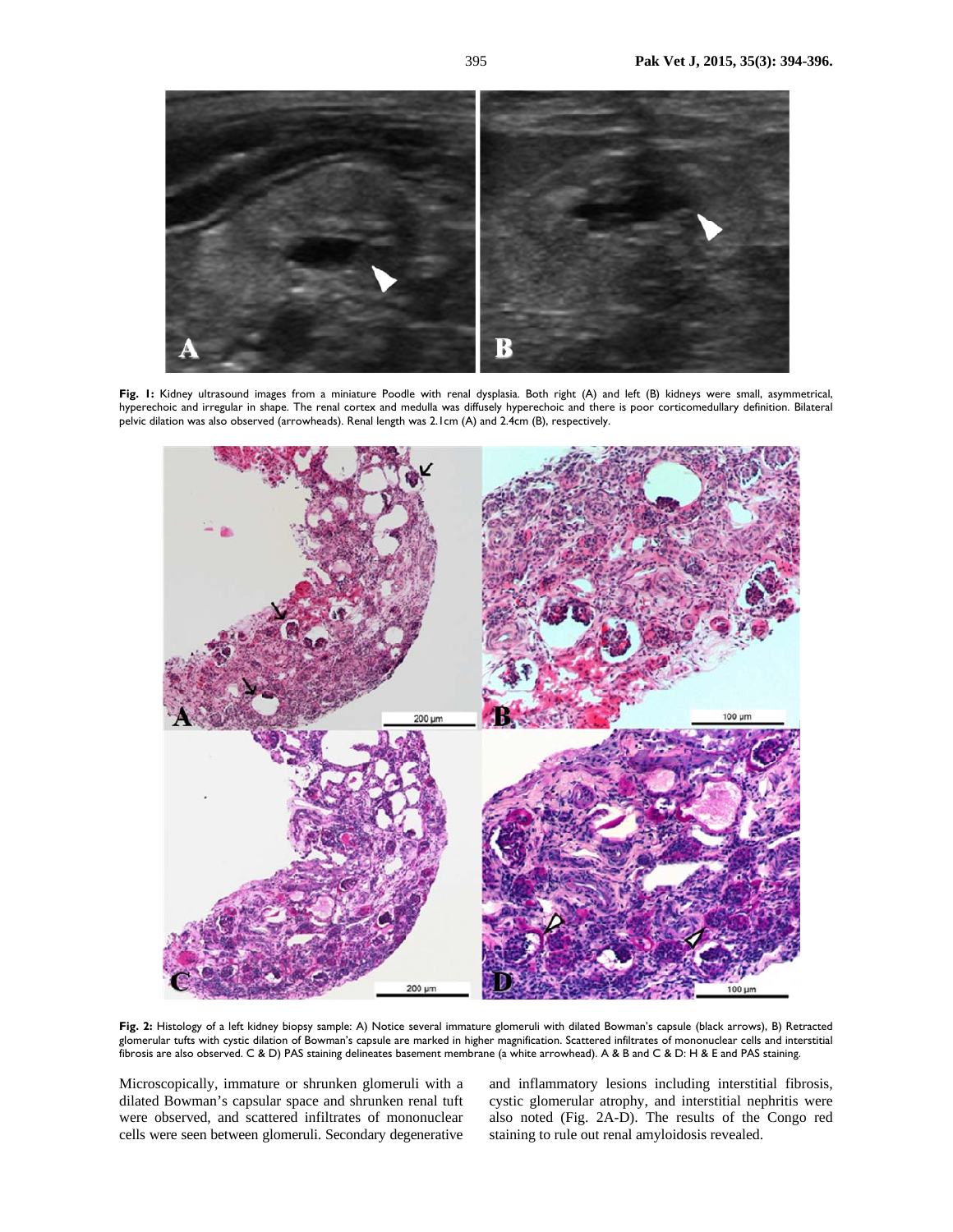**Fig. 1:** Kidney ultrasound images from a miniature Poodle with renal dysplasia. Both right (A) and left (B) kidneys were small, asymmetrical, hyperechoic and irregular in shape. The renal cortex and medulla was diffusely hyperechoic and there is poor corticomedullary definition. Bilateral pelvic dilation was also observed (arrowheads). Renal length was 2.1cm (A) and 2.4cm (B), respectively.

**Fig. 2:** Histology of a left kidney biopsy sample: A) Notice several immature glomeruli with dilated Bowman's capsule (black arrows), B) Retracted glomerular tufts with cystic dilation of Bowman's capsule are marked in higher magnification. Scattered infiltrates of mononuclear cells and interstitial fibrosis are also observed. C & D) PAS staining delineates basement membrane (a white arrowhead). A & B and C & D: H & E and PAS staining.

Microscopically, immature or shrunken glomeruli with a dilated Bowman's capsular space and shrunken renal tuft were observed, and scattered infiltrates of mononuclear cells were seen between glomeruli. Secondary degenerative and inflammatory lesions including interstitial fibrosis, cystic glomerular atrophy, and interstitial nephritis were also noted (Fig. 2A-D). The results of the Congo red staining to rule out renal amyloidosis revealed.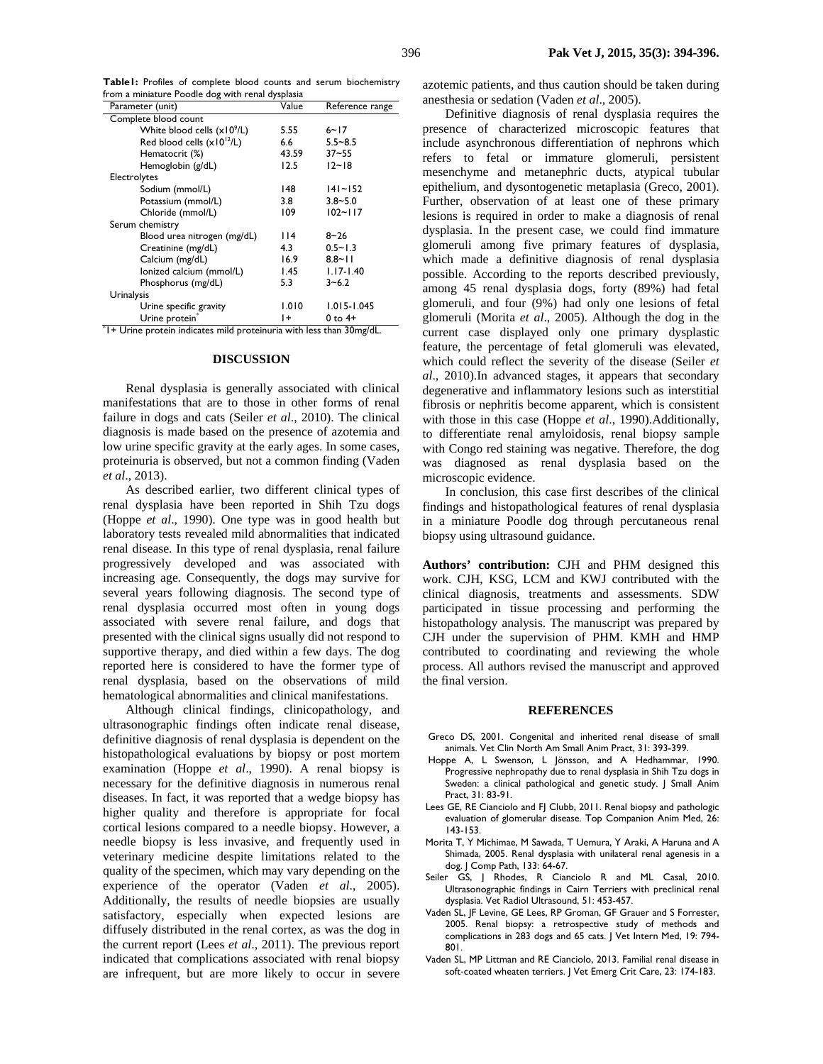**Table1:** Profiles of complete blood counts and serum biochemistry from a miniature Poodle dog with renal dysplasia

| Parameter (unit) | Value | Reference range |
|---|---|---|
| Complete blood count | | |
| White blood cells ($\times 10^9$/L) | 5.55 | 6~17 |
| Red blood cells ($\times 10^{12}$/L) | 6.6 | 5.5~8.5 |
| Hematocrit (%) | 43.59 | 37~55 |
| Hemoglobin (g/dL) | 12.5 | 12~18 |
| Electrolytes | | |
| Sodium (mmol/L) | 148 | 141~152 |
| Potassium (mmol/L) | 3.8 | 3.8~5.0 |
| Chloride (mmol/L) | 109 | 102~117 |
| Serum chemistry | | |
| Blood urea nitrogen (mg/dL) | 114 | 8~26 |
| Creatinine (mg/dL) | 4.3 | 0.5~1.3 |
| Calcium (mg/dL) | 16.9 | 8.8~11 |
| Ionized calcium (mmol/L) | 1.45 | 1.17-1.40 |
| Phosphorus (mg/dL) | 5.3 | 3~6.2 |
| Urinalysis | | |
| Urine specific gravity | 1.010 | 1.015-1.045 |
| Urine protein* | 1+ | 0 to 4+ |

*1+ Urine protein indicates mild proteinuria with less than 30mg/dL.

## DISCUSSION

Renal dysplasia is generally associated with clinical manifestations that are to those in other forms of renal failure in dogs and cats (Seiler *et al*., 2010). The clinical diagnosis is made based on the presence of azotemia and low urine specific gravity at the early ages. In some cases, proteinuria is observed, but not a common finding (Vaden *et al*., 2013).

As described earlier, two different clinical types of renal dysplasia have been reported in Shih Tzu dogs (Hoppe *et al*., 1990). One type was in good health but laboratory tests revealed mild abnormalities that indicated renal disease. In this type of renal dysplasia, renal failure progressively developed and was associated with increasing age. Consequently, the dogs may survive for several years following diagnosis. The second type of renal dysplasia occurred most often in young dogs associated with severe renal failure, and dogs that presented with the clinical signs usually did not respond to supportive therapy, and died within a few days. The dog reported here is considered to have the former type of renal dysplasia, based on the observations of mild hematological abnormalities and clinical manifestations.

Although clinical findings, clinicopathology, and ultrasonographic findings often indicate renal disease, definitive diagnosis of renal dysplasia is dependent on the histopathological evaluations by biopsy or post mortem examination (Hoppe *et al*., 1990). A renal biopsy is necessary for the definitive diagnosis in numerous renal diseases. In fact, it was reported that a wedge biopsy has higher quality and therefore is appropriate for focal cortical lesions compared to a needle biopsy. However, a needle biopsy is less invasive, and frequently used in veterinary medicine despite limitations related to the quality of the specimen, which may vary depending on the experience of the operator (Vaden *et al*., 2005). Additionally, the results of needle biopsies are usually satisfactory, especially when expected lesions are diffusely distributed in the renal cortex, as was the dog in the current report (Lees *et al*., 2011). The previous report indicated that complications associated with renal biopsy are infrequent, but are more likely to occur in severe azotemic patients, and thus caution should be taken during anesthesia or sedation (Vaden *et al*., 2005).

Definitive diagnosis of renal dysplasia requires the presence of characterized microscopic features that include asynchronous differentiation of nephrons which refers to fetal or immature glomeruli, persistent mesenchyme and metanephric ducts, atypical tubular epithelium, and dysontogenetic metaplasia (Greco, 2001). Further, observation of at least one of these primary lesions is required in order to make a diagnosis of renal dysplasia. In the present case, we could find immature glomeruli among five primary features of dysplasia, which made a definitive diagnosis of renal dysplasia possible. According to the reports described previously, among 45 renal dysplasia dogs, forty (89%) had fetal glomeruli, and four (9%) had only one lesions of fetal glomeruli (Morita *et al*., 2005). Although the dog in the current case displayed only one primary dysplastic feature, the percentage of fetal glomeruli was elevated, which could reflect the severity of the disease (Seiler *et al*., 2010).In advanced stages, it appears that secondary degenerative and inflammatory lesions such as interstitial fibrosis or nephritis become apparent, which is consistent with those in this case (Hoppe *et al*., 1990).Additionally, to differentiate renal amyloidosis, renal biopsy sample with Congo red staining was negative. Therefore, the dog was diagnosed as renal dysplasia based on the microscopic evidence.

In conclusion, this case first describes of the clinical findings and histopathological features of renal dysplasia in a miniature Poodle dog through percutaneous renal biopsy using ultrasound guidance.

**Authors' contribution:** CJH and PHM designed this work. CJH, KSG, LCM and KWJ contributed with the clinical diagnosis, treatments and assessments. SDW participated in tissue processing and performing the histopathology analysis. The manuscript was prepared by CJH under the supervision of PHM. KMH and HMP contributed to coordinating and reviewing the whole process. All authors revised the manuscript and approved the final version.

## REFERENCES

Greco DS, 2001. Congenital and inherited renal disease of small animals. Vet Clin North Am Small Anim Pract, 31: 393-399.

Hoppe A, L Swenson, L Jönsson, and A Hedhammar, 1990. Progressive nephropathy due to renal dysplasia in Shih Tzu dogs in Sweden: a clinical pathological and genetic study. J Small Anim Pract, 31: 83-91.

Lees GE, RE Cianciolo and FJ Clubb, 2011. Renal biopsy and pathologic evaluation of glomerular disease. Top Companion Anim Med, 26: 143-153.

Morita T, Y Michimae, M Sawada, T Uemura, Y Araki, A Haruna and A Shimada, 2005. Renal dysplasia with unilateral renal agenesis in a dog. J Comp Path, 133: 64-67.

Seiler GS, J Rhodes, R Cianciolo and ML Casal, 2010. Ultrasonographic findings in Cairn Terriers with preclinical renal dysplasia. Vet Radiol Ultrasound, 51: 453-457.

Vaden SL, JF Levine, GE Lees, RP Groman, GF Grauer and S Forrester, 2005. Renal biopsy: a retrospective study of methods and complications in 283 dogs and 65 cats. J Vet Intern Med, 19: 794-801.

Vaden SL, MP Littman and RE Cianciolo, 2013. Familial renal disease in soft-coated wheaten terriers. J Vet Emerg Crit Care, 23: 174-183.